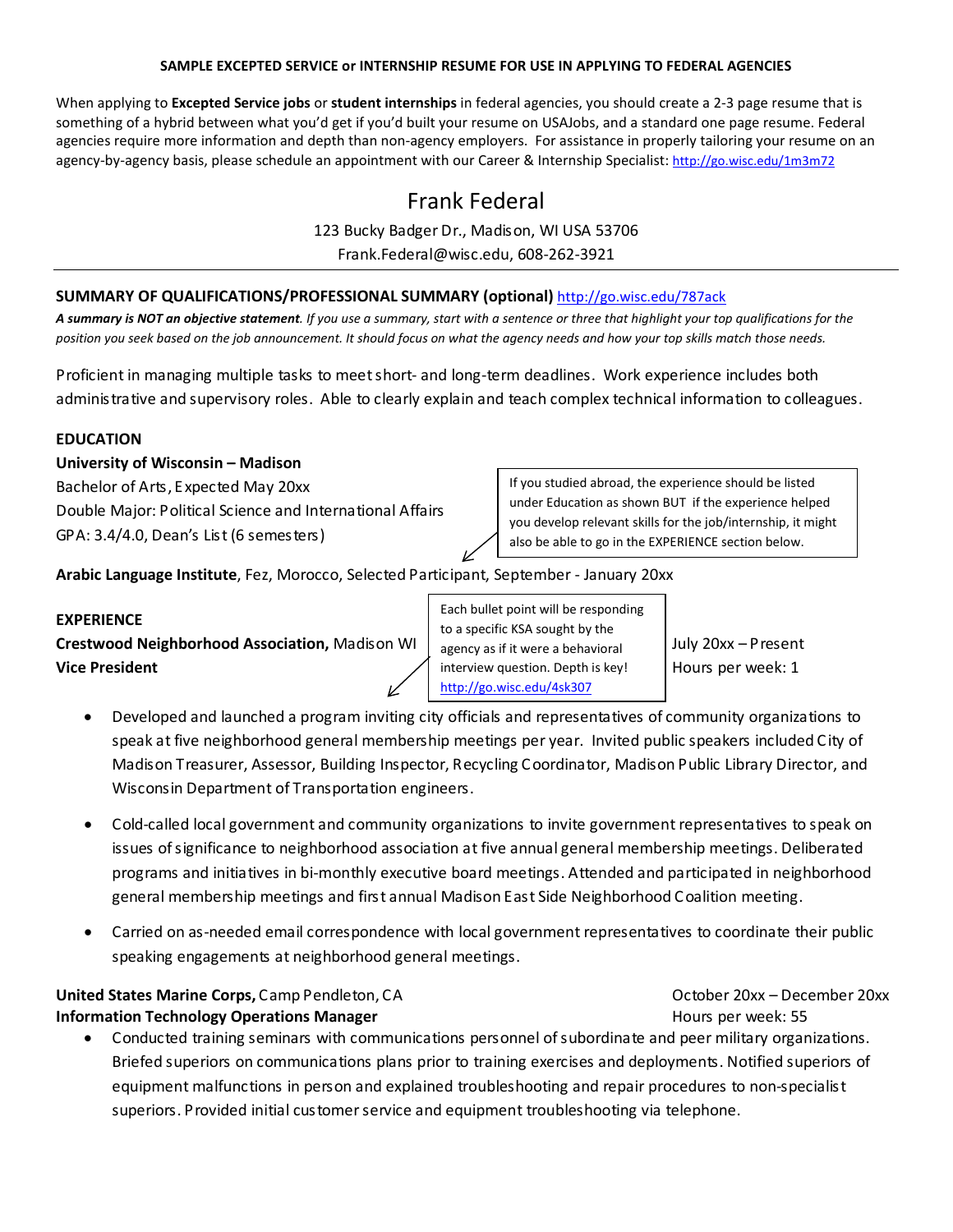**SAMPLE EXCEPTED SERVICE or INTERNSHIP RESUME FOR USE IN APPLYING TO FEDERAL AGENCIES**

When applying to **Excepted Service jobs** or **student internships** in federal agencies, you should create a 2-3 page resume that is something of a hybrid between what you'd get if you'd built your resume on USAJobs, and a standard one page resume. Federal agencies require more information and depth than non-agency employers. For assistance in properly tailoring your resume on an agency-by-agency basis, please schedule an appointment with our Career & Internship Specialist: http://go.wisc.edu/1m3m72

# Frank Federal

123 Bucky Badger Dr., Madison, WI USA 53706
Frank.Federal@wisc.edu, 608-262-3921

---

## SUMMARY OF QUALIFICATIONS/PROFESSIONAL SUMMARY (optional) http://go.wisc.edu/787ack

***A summary is NOT an objective statement.*** *If you use a summary, start with a sentence or three that highlight your top qualifications for the position you seek based on the job announcement. It should focus on what the agency needs and how your top skills match those needs.*

Proficient in managing multiple tasks to meet short- and long-term deadlines. Work experience includes both administrative and supervisory roles. Able to clearly explain and teach complex technical information to colleagues.

## EDUCATION

**University of Wisconsin – Madison**
Bachelor of Arts, Expected May 20xx
Double Major: Political Science and International Affairs
GPA: 3.4/4.0, Dean's List (6 semesters)

> If you studied abroad, the experience should be listed under Education as shown BUT if the experience helped you develop relevant skills for the job/internship, it might also be able to go in the EXPERIENCE section below.

**Arabic Language Institute**, Fez, Morocco, Selected Participant, September - January 20xx

## EXPERIENCE

> Each bullet point will be responding to a specific KSA sought by the agency as if it were a behavioral interview question. Depth is key! http://go.wisc.edu/4sk307

**Crestwood Neighborhood Association,** Madison WI — July 20xx – Present
**Vice President** — Hours per week: 1

- Developed and launched a program inviting city officials and representatives of community organizations to speak at five neighborhood general membership meetings per year. Invited public speakers included City of Madison Treasurer, Assessor, Building Inspector, Recycling Coordinator, Madison Public Library Director, and Wisconsin Department of Transportation engineers.
- Cold-called local government and community organizations to invite government representatives to speak on issues of significance to neighborhood association at five annual general membership meetings. Deliberated programs and initiatives in bi-monthly executive board meetings. Attended and participated in neighborhood general membership meetings and first annual Madison East Side Neighborhood Coalition meeting.
- Carried on as-needed email correspondence with local government representatives to coordinate their public speaking engagements at neighborhood general meetings.

**United States Marine Corps,** Camp Pendleton, CA — October 20xx – December 20xx
**Information Technology Operations Manager** — Hours per week: 55

- Conducted training seminars with communications personnel of subordinate and peer military organizations. Briefed superiors on communications plans prior to training exercises and deployments. Notified superiors of equipment malfunctions in person and explained troubleshooting and repair procedures to non-specialist superiors. Provided initial customer service and equipment troubleshooting via telephone.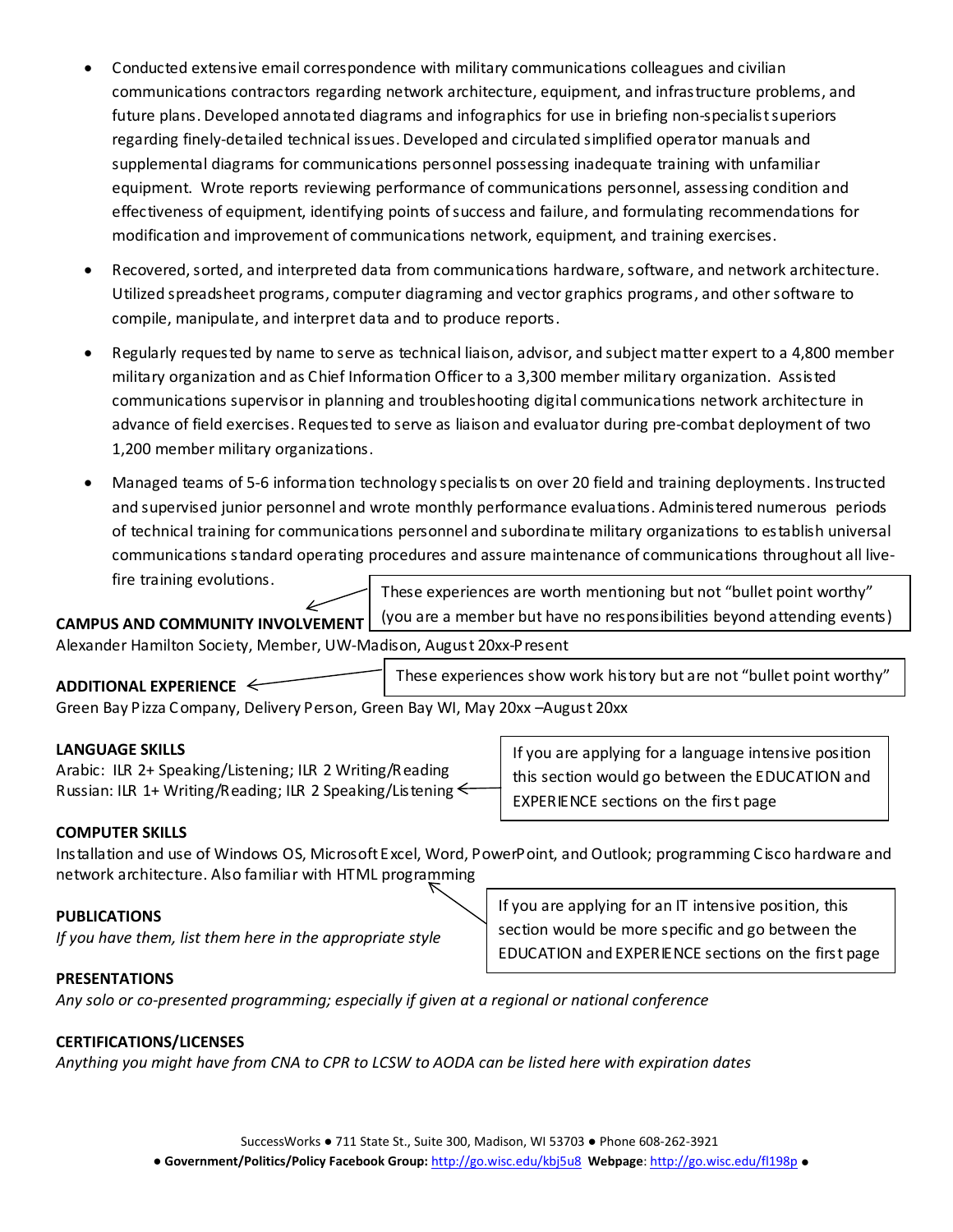- Conducted extensive email correspondence with military communications colleagues and civilian communications contractors regarding network architecture, equipment, and infrastructure problems, and future plans. Developed annotated diagrams and infographics for use in briefing non-specialist superiors regarding finely-detailed technical issues. Developed and circulated simplified operator manuals and supplemental diagrams for communications personnel possessing inadequate training with unfamiliar equipment. Wrote reports reviewing performance of communications personnel, assessing condition and effectiveness of equipment, identifying points of success and failure, and formulating recommendations for modification and improvement of communications network, equipment, and training exercises.

- Recovered, sorted, and interpreted data from communications hardware, software, and network architecture. Utilized spreadsheet programs, computer diagraming and vector graphics programs, and other software to compile, manipulate, and interpret data and to produce reports.

- Regularly requested by name to serve as technical liaison, advisor, and subject matter expert to a 4,800 member military organization and as Chief Information Officer to a 3,300 member military organization. Assisted communications supervisor in planning and troubleshooting digital communications network architecture in advance of field exercises. Requested to serve as liaison and evaluator during pre-combat deployment of two 1,200 member military organizations.

- Managed teams of 5-6 information technology specialists on over 20 field and training deployments. Instructed and supervised junior personnel and wrote monthly performance evaluations. Administered numerous periods of technical training for communications personnel and subordinate military organizations to establish universal communications standard operating procedures and assure maintenance of communications throughout all live-fire training evolutions.

**CAMPUS AND COMMUNITY INVOLVEMENT**

> These experiences are worth mentioning but not "bullet point worthy" (you are a member but have no responsibilities beyond attending events)

Alexander Hamilton Society, Member, UW-Madison, August 20xx-Present

**ADDITIONAL EXPERIENCE**

> These experiences show work history but are not "bullet point worthy"

Green Bay Pizza Company, Delivery Person, Green Bay WI, May 20xx –August 20xx

**LANGUAGE SKILLS**

Arabic: ILR 2+ Speaking/Listening; ILR 2 Writing/Reading
Russian: ILR 1+ Writing/Reading; ILR 2 Speaking/Listening

> If you are applying for a language intensive position this section would go between the EDUCATION and EXPERIENCE sections on the first page

**COMPUTER SKILLS**

Installation and use of Windows OS, Microsoft Excel, Word, PowerPoint, and Outlook; programming Cisco hardware and network architecture. Also familiar with HTML programming

> If you are applying for an IT intensive position, this section would be more specific and go between the EDUCATION and EXPERIENCE sections on the first page

**PUBLICATIONS**

*If you have them, list them here in the appropriate style*

**PRESENTATIONS**

*Any solo or co-presented programming; especially if given at a regional or national conference*

**CERTIFICATIONS/LICENSES**

*Anything you might have from CNA to CPR to LCSW to AODA can be listed here with expiration dates*

SuccessWorks ● 711 State St., Suite 300, Madison, WI 53703 ● Phone 608-262-3921
● **Government/Politics/Policy Facebook Group:** http://go.wisc.edu/kbj5u8 **Webpage**: http://go.wisc.edu/fl198p ●